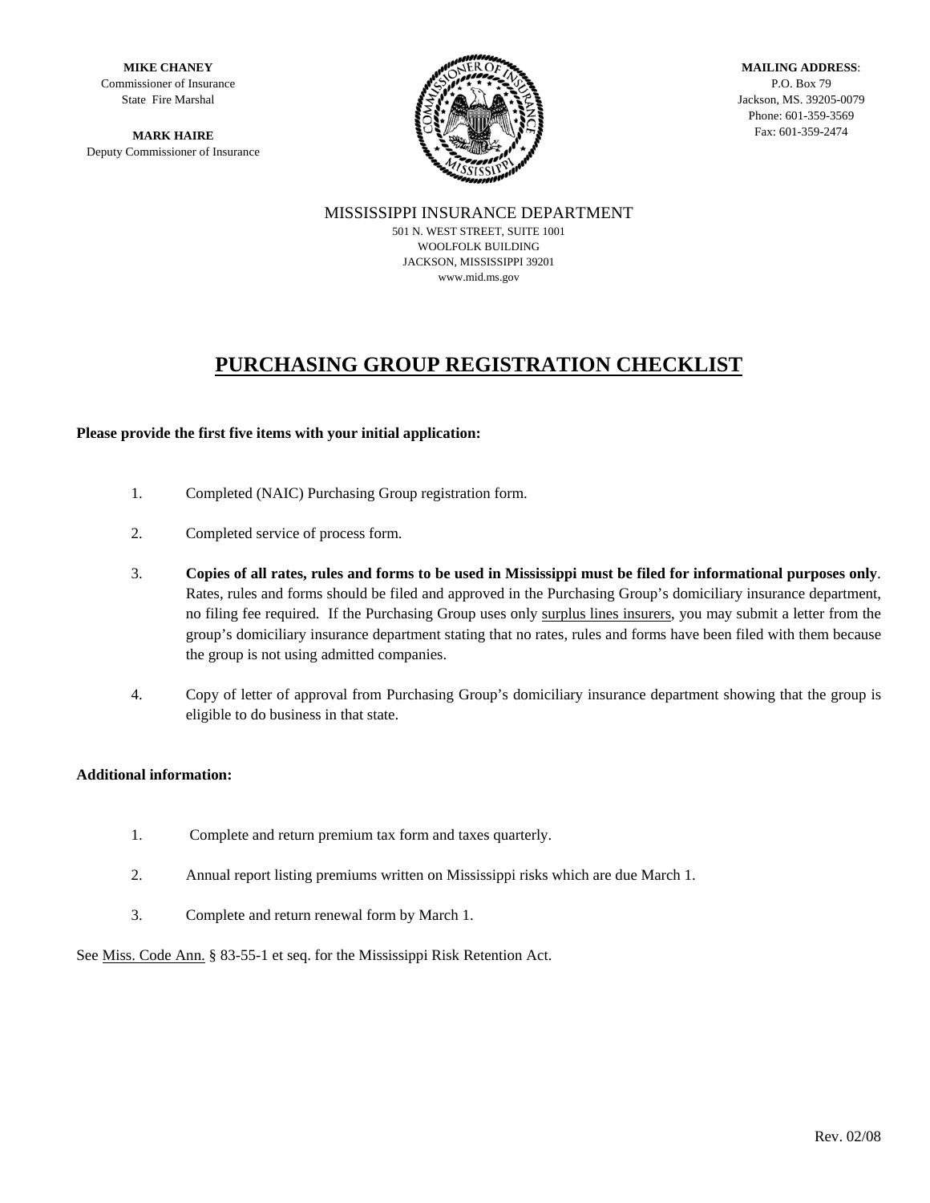**MIKE CHANEY**
Commissioner of Insurance
State Fire Marshal

**MARK HAIRE**
Deputy Commissioner of Insurance

**MAILING ADDRESS**:
P.O. Box 79
Jackson, MS. 39205-0079
Phone: 601-359-3569
Fax: 601-359-2474

MISSISSIPPI INSURANCE DEPARTMENT
501 N. WEST STREET, SUITE 1001
WOOLFOLK BUILDING
JACKSON, MISSISSIPPI 39201
www.mid.ms.gov

# PURCHASING GROUP REGISTRATION CHECKLIST

**Please provide the first five items with your initial application:**

1. Completed (NAIC) Purchasing Group registration form.

2. Completed service of process form.

3. **Copies of all rates, rules and forms to be used in Mississippi must be filed for informational purposes only**. Rates, rules and forms should be filed and approved in the Purchasing Group's domiciliary insurance department, no filing fee required. If the Purchasing Group uses only surplus lines insurers, you may submit a letter from the group's domiciliary insurance department stating that no rates, rules and forms have been filed with them because the group is not using admitted companies.

4. Copy of letter of approval from Purchasing Group's domiciliary insurance department showing that the group is eligible to do business in that state.

**Additional information:**

1. Complete and return premium tax form and taxes quarterly.

2. Annual report listing premiums written on Mississippi risks which are due March 1.

3. Complete and return renewal form by March 1.

See Miss. Code Ann. § 83-55-1 et seq. for the Mississippi Risk Retention Act.

Rev. 02/08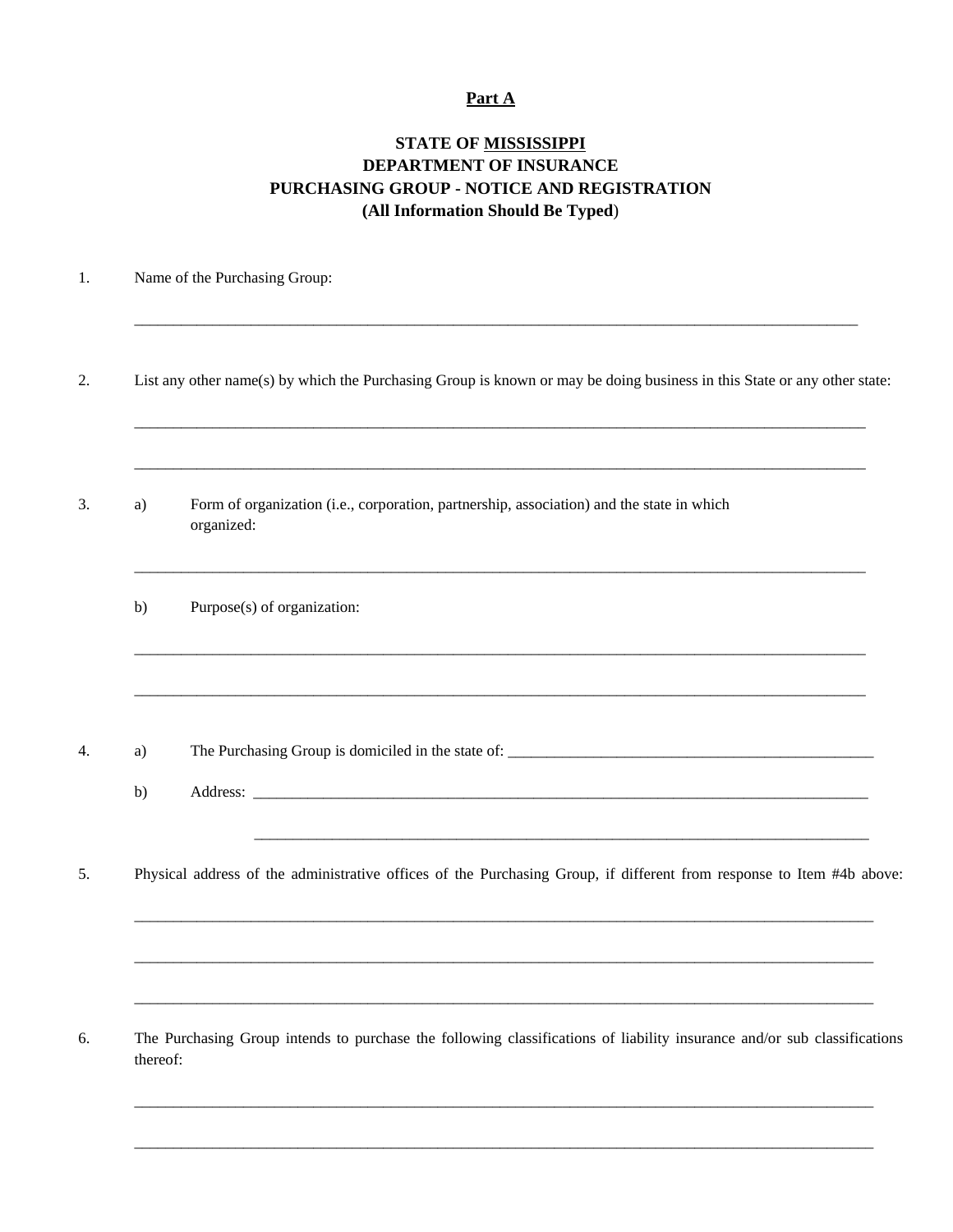**Part A**

**STATE OF MISSISSIPPI**
**DEPARTMENT OF INSURANCE**
**PURCHASING GROUP - NOTICE AND REGISTRATION**
**(All Information Should Be Typed)**

1. Name of the Purchasing Group:

   ______________________________________________________________________________

2. List any other name(s) by which the Purchasing Group is known or may be doing business in this State or any other state:

   ______________________________________________________________________________

   ______________________________________________________________________________

3. a) Form of organization (i.e., corporation, partnership, association) and the state in which organized:

   ______________________________________________________________________________

   b) Purpose(s) of organization:

   ______________________________________________________________________________

   ______________________________________________________________________________

4. a) The Purchasing Group is domiciled in the state of: ___________________________________________

   b) Address: __________________________________________________________________________

   __________________________________________________________________________

5. Physical address of the administrative offices of the Purchasing Group, if different from response to Item #4b above:

   ______________________________________________________________________________

   ______________________________________________________________________________

   ______________________________________________________________________________

6. The Purchasing Group intends to purchase the following classifications of liability insurance and/or sub classifications thereof:

   ______________________________________________________________________________

   ______________________________________________________________________________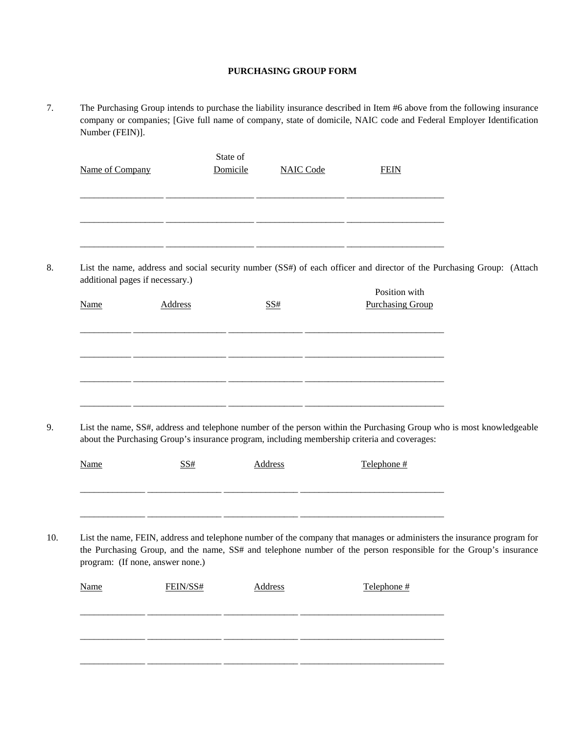**PURCHASING GROUP FORM**

7. The Purchasing Group intends to purchase the liability insurance described in Item #6 above from the following insurance company or companies; [Give full name of company, state of domicile, NAIC code and Federal Employer Identification Number (FEIN)].

| Name of Company | State of Domicile | NAIC Code | FEIN |
|---|---|---|---|
| | | | |
| | | | |
| | | | |

8. List the name, address and social security number (SS#) of each officer and director of the Purchasing Group: (Attach additional pages if necessary.)

| Name | Address | SS# | Position with Purchasing Group |
|---|---|---|---|
| | | | |
| | | | |
| | | | |
| | | | |

9. List the name, SS#, address and telephone number of the person within the Purchasing Group who is most knowledgeable about the Purchasing Group's insurance program, including membership criteria and coverages:

| Name | SS# | Address | Telephone # |
|---|---|---|---|
| | | | |
| | | | |

10. List the name, FEIN, address and telephone number of the company that manages or administers the insurance program for the Purchasing Group, and the name, SS# and telephone number of the person responsible for the Group's insurance program: (If none, answer none.)

| Name | FEIN/SS# | Address | Telephone # |
|---|---|---|---|
| | | | |
| | | | |
| | | | |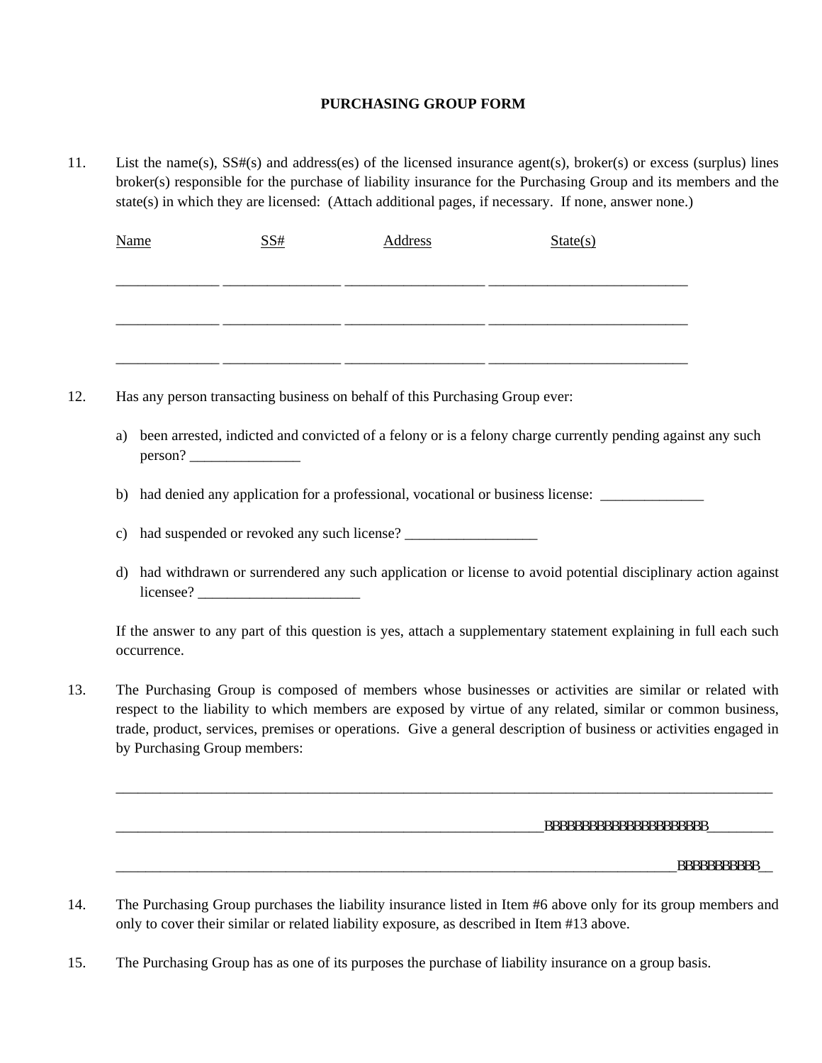**PURCHASING GROUP FORM**

11. List the name(s), SS#(s) and address(es) of the licensed insurance agent(s), broker(s) or excess (surplus) lines broker(s) responsible for the purchase of liability insurance for the Purchasing Group and its members and the state(s) in which they are licensed: (Attach additional pages, if necessary. If none, answer none.)

| Name | SS# | Address | State(s) |
| --- | --- | --- | --- |
| ______________ | ________________ | ___________________ | ___________________________ |
| ______________ | ________________ | ___________________ | ___________________________ |
| ______________ | ________________ | ___________________ | ___________________________ |

12. Has any person transacting business on behalf of this Purchasing Group ever:

    a) been arrested, indicted and convicted of a felony or is a felony charge currently pending against any such person? _______________

    b) had denied any application for a professional, vocational or business license: ______________

    c) had suspended or revoked any such license? __________________

    d) had withdrawn or surrendered any such application or license to avoid potential disciplinary action against licensee? ______________________

    If the answer to any part of this question is yes, attach a supplementary statement explaining in full each such occurrence.

13. The Purchasing Group is composed of members whose businesses or activities are similar or related with respect to the liability to which members are exposed by virtue of any related, similar or common business, trade, product, services, premises or operations. Give a general description of business or activities engaged in by Purchasing Group members:

    ________________________________________________________________________________________________

    ______________________________________________________________BBBBBBBBBBBBBBBBBBBBB_________

    _________________________________________________________________________________BBBBBBBBBBB__

14. The Purchasing Group purchases the liability insurance listed in Item #6 above only for its group members and only to cover their similar or related liability exposure, as described in Item #13 above.

15. The Purchasing Group has as one of its purposes the purchase of liability insurance on a group basis.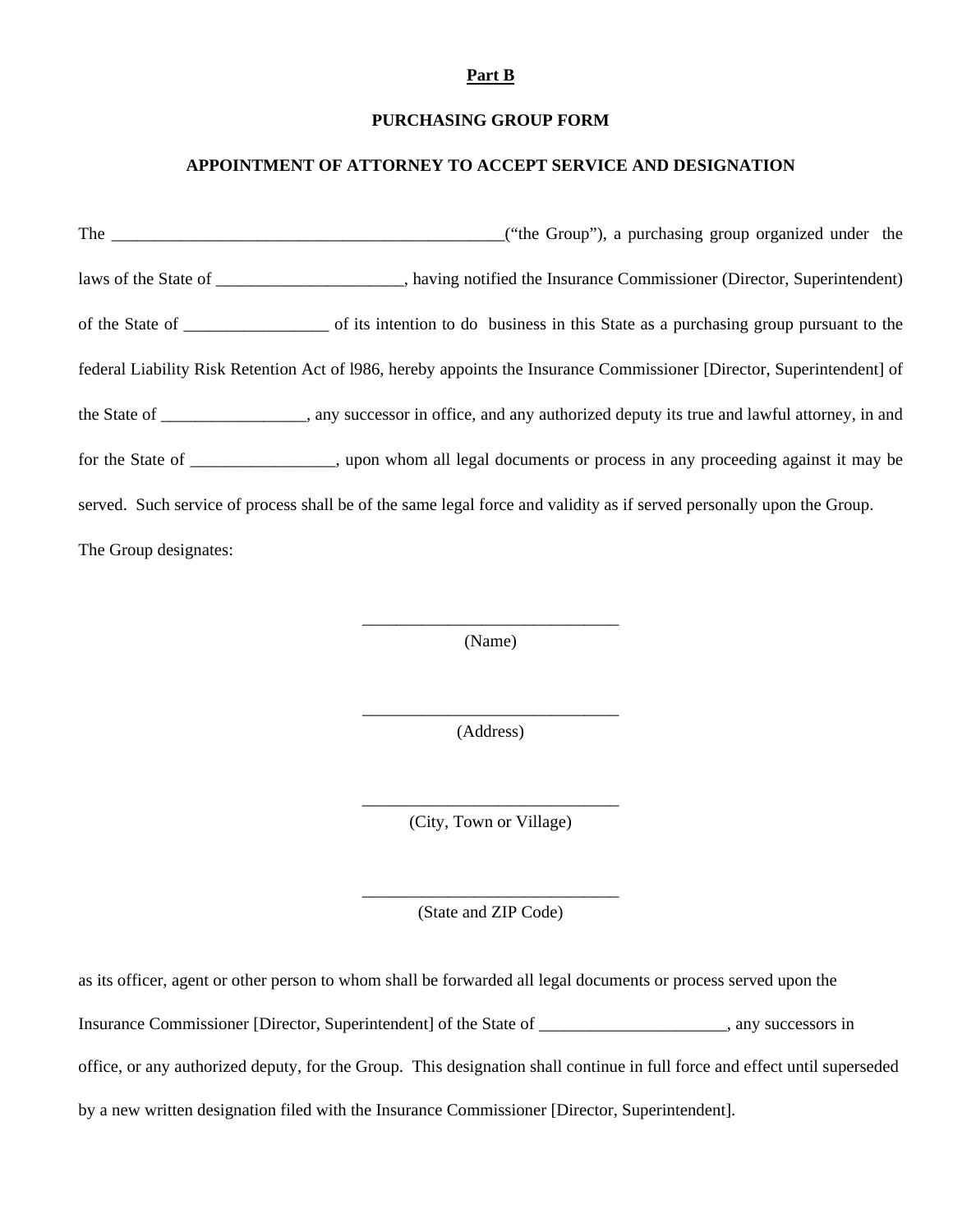**Part B**

**PURCHASING GROUP FORM**

**APPOINTMENT OF ATTORNEY TO ACCEPT SERVICE AND DESIGNATION**

The ______________________________________________(“the Group”), a purchasing group organized under the laws of the State of _____________________, having notified the Insurance Commissioner (Director, Superintendent) of the State of ________________ of its intention to do business in this State as a purchasing group pursuant to the federal Liability Risk Retention Act of l986, hereby appoints the Insurance Commissioner [Director, Superintendent] of the State of ________________, any successor in office, and any authorized deputy its true and lawful attorney, in and for the State of ________________, upon whom all legal documents or process in any proceeding against it may be served. Such service of process shall be of the same legal force and validity as if served personally upon the Group.

The Group designates:

_____________________________
(Name)

_____________________________
(Address)

_____________________________
(City, Town or Village)

_____________________________
(State and ZIP Code)

as its officer, agent or other person to whom shall be forwarded all legal documents or process served upon the Insurance Commissioner [Director, Superintendent] of the State of _____________________, any successors in office, or any authorized deputy, for the Group. This designation shall continue in full force and effect until superseded by a new written designation filed with the Insurance Commissioner [Director, Superintendent].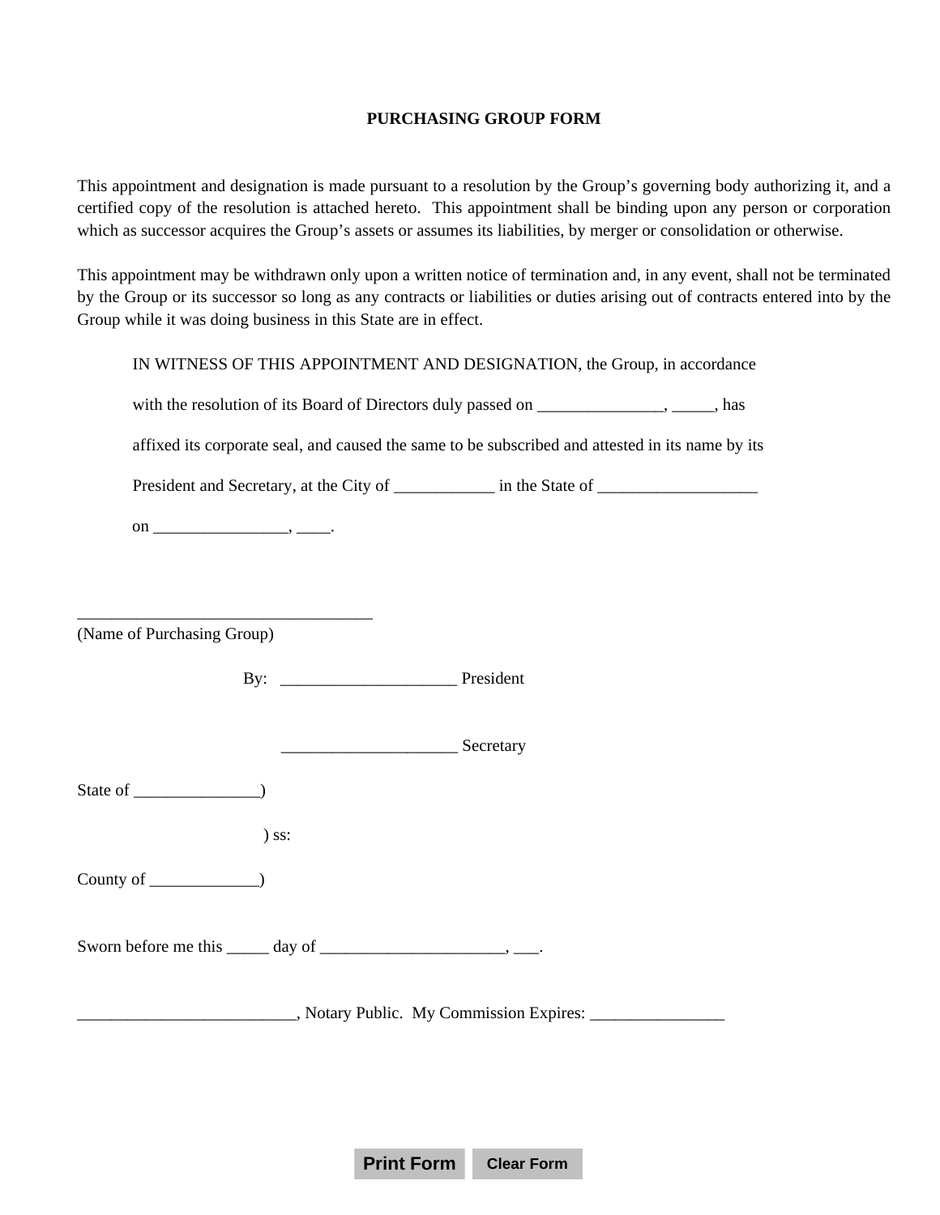**PURCHASING GROUP FORM**

This appointment and designation is made pursuant to a resolution by the Group's governing body authorizing it, and a certified copy of the resolution is attached hereto. This appointment shall be binding upon any person or corporation which as successor acquires the Group's assets or assumes its liabilities, by merger or consolidation or otherwise.

This appointment may be withdrawn only upon a written notice of termination and, in any event, shall not be terminated by the Group or its successor so long as any contracts or liabilities or duties arising out of contracts entered into by the Group while it was doing business in this State are in effect.

IN WITNESS OF THIS APPOINTMENT AND DESIGNATION, the Group, in accordance with the resolution of its Board of Directors duly passed on _______________, _____, has affixed its corporate seal, and caused the same to be subscribed and attested in its name by its President and Secretary, at the City of ____________ in the State of ___________________ on ________________, ____.

___________________________________
(Name of Purchasing Group)

By: _____________________ President

_____________________ Secretary

State of _______________)

) ss:

County of _____________)

Sworn before me this _____ day of ______________________, ___.

__________________________, Notary Public. My Commission Expires: ________________

Print Form   Clear Form